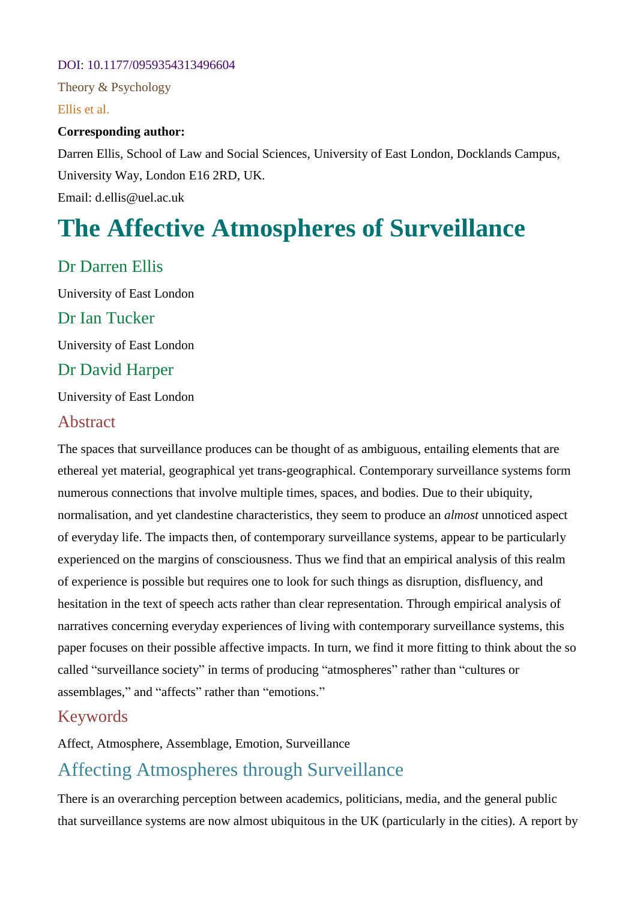DOI: 10.1177/0959354313496604

Theory & Psychology

Ellis et al.

**Corresponding author:**

Darren Ellis, School of Law and Social Sciences, University of East London, Docklands Campus, University Way, London E16 2RD, UK.

Email: d.ellis@uel.ac.uk

# The Affective Atmospheres of Surveillance

## Dr Darren Ellis

University of East London

## Dr Ian Tucker

University of East London

## Dr David Harper

University of East London

## Abstract

The spaces that surveillance produces can be thought of as ambiguous, entailing elements that are ethereal yet material, geographical yet trans-geographical. Contemporary surveillance systems form numerous connections that involve multiple times, spaces, and bodies. Due to their ubiquity, normalisation, and yet clandestine characteristics, they seem to produce an *almost* unnoticed aspect of everyday life. The impacts then, of contemporary surveillance systems, appear to be particularly experienced on the margins of consciousness. Thus we find that an empirical analysis of this realm of experience is possible but requires one to look for such things as disruption, disfluency, and hesitation in the text of speech acts rather than clear representation. Through empirical analysis of narratives concerning everyday experiences of living with contemporary surveillance systems, this paper focuses on their possible affective impacts. In turn, we find it more fitting to think about the so called "surveillance society" in terms of producing "atmospheres" rather than "cultures or assemblages," and "affects" rather than "emotions."

## Keywords

Affect, Atmosphere, Assemblage, Emotion, Surveillance

## Affecting Atmospheres through Surveillance

There is an overarching perception between academics, politicians, media, and the general public that surveillance systems are now almost ubiquitous in the UK (particularly in the cities). A report by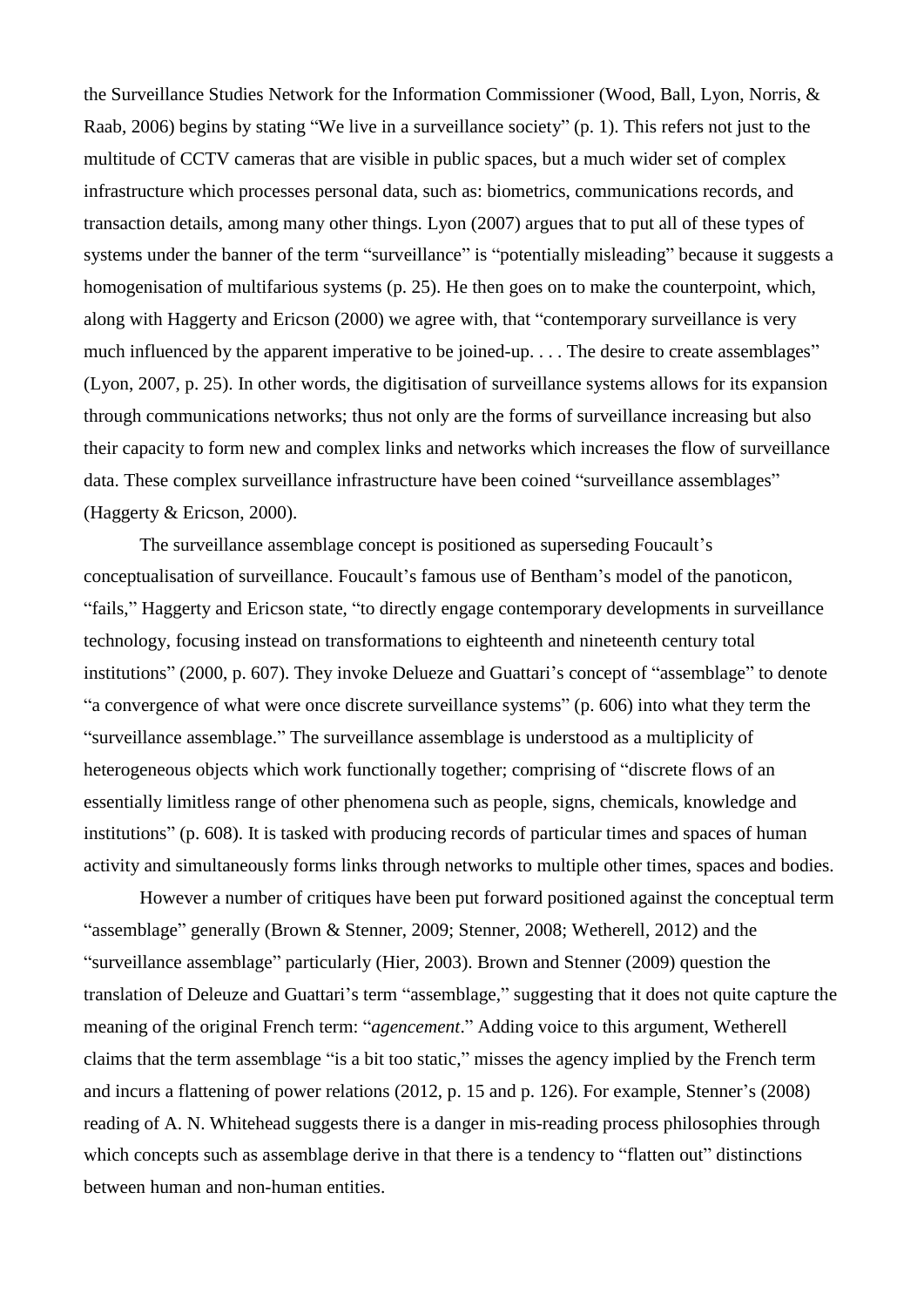the Surveillance Studies Network for the Information Commissioner (Wood, Ball, Lyon, Norris, & Raab, 2006) begins by stating "We live in a surveillance society" (p. 1). This refers not just to the multitude of CCTV cameras that are visible in public spaces, but a much wider set of complex infrastructure which processes personal data, such as: biometrics, communications records, and transaction details, among many other things. Lyon (2007) argues that to put all of these types of systems under the banner of the term "surveillance" is "potentially misleading" because it suggests a homogenisation of multifarious systems (p. 25). He then goes on to make the counterpoint, which, along with Haggerty and Ericson (2000) we agree with, that "contemporary surveillance is very much influenced by the apparent imperative to be joined-up. . . . The desire to create assemblages" (Lyon, 2007, p. 25). In other words, the digitisation of surveillance systems allows for its expansion through communications networks; thus not only are the forms of surveillance increasing but also their capacity to form new and complex links and networks which increases the flow of surveillance data. These complex surveillance infrastructure have been coined "surveillance assemblages" (Haggerty & Ericson, 2000).

The surveillance assemblage concept is positioned as superseding Foucault's conceptualisation of surveillance. Foucault's famous use of Bentham's model of the panoticon, "fails," Haggerty and Ericson state, "to directly engage contemporary developments in surveillance technology, focusing instead on transformations to eighteenth and nineteenth century total institutions" (2000, p. 607). They invoke Delueze and Guattari's concept of "assemblage" to denote "a convergence of what were once discrete surveillance systems" (p. 606) into what they term the "surveillance assemblage." The surveillance assemblage is understood as a multiplicity of heterogeneous objects which work functionally together; comprising of "discrete flows of an essentially limitless range of other phenomena such as people, signs, chemicals, knowledge and institutions" (p. 608). It is tasked with producing records of particular times and spaces of human activity and simultaneously forms links through networks to multiple other times, spaces and bodies.

However a number of critiques have been put forward positioned against the conceptual term "assemblage" generally (Brown & Stenner, 2009; Stenner, 2008; Wetherell, 2012) and the "surveillance assemblage" particularly (Hier, 2003). Brown and Stenner (2009) question the translation of Deleuze and Guattari's term "assemblage," suggesting that it does not quite capture the meaning of the original French term: "*agencement*." Adding voice to this argument, Wetherell claims that the term assemblage "is a bit too static," misses the agency implied by the French term and incurs a flattening of power relations (2012, p. 15 and p. 126). For example, Stenner's (2008) reading of A. N. Whitehead suggests there is a danger in mis-reading process philosophies through which concepts such as assemblage derive in that there is a tendency to "flatten out" distinctions between human and non-human entities.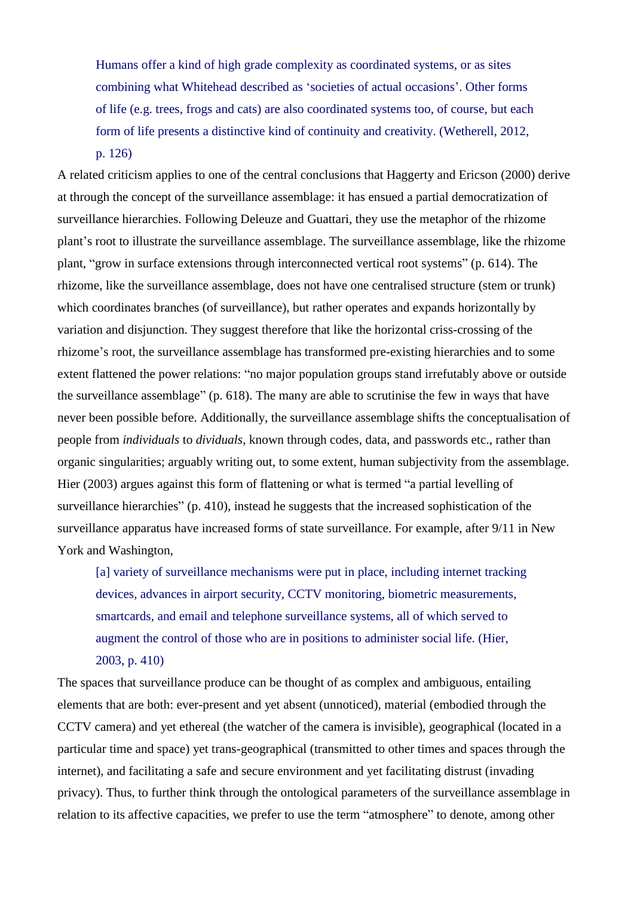> Humans offer a kind of high grade complexity as coordinated systems, or as sites combining what Whitehead described as 'societies of actual occasions'. Other forms of life (e.g. trees, frogs and cats) are also coordinated systems too, of course, but each form of life presents a distinctive kind of continuity and creativity. (Wetherell, 2012, p. 126)

A related criticism applies to one of the central conclusions that Haggerty and Ericson (2000) derive at through the concept of the surveillance assemblage: it has ensued a partial democratization of surveillance hierarchies. Following Deleuze and Guattari, they use the metaphor of the rhizome plant's root to illustrate the surveillance assemblage. The surveillance assemblage, like the rhizome plant, "grow in surface extensions through interconnected vertical root systems" (p. 614). The rhizome, like the surveillance assemblage, does not have one centralised structure (stem or trunk) which coordinates branches (of surveillance), but rather operates and expands horizontally by variation and disjunction. They suggest therefore that like the horizontal criss-crossing of the rhizome's root, the surveillance assemblage has transformed pre-existing hierarchies and to some extent flattened the power relations: "no major population groups stand irrefutably above or outside the surveillance assemblage" (p. 618). The many are able to scrutinise the few in ways that have never been possible before. Additionally, the surveillance assemblage shifts the conceptualisation of people from *individuals* to *dividuals*, known through codes, data, and passwords etc., rather than organic singularities; arguably writing out, to some extent, human subjectivity from the assemblage. Hier (2003) argues against this form of flattening or what is termed "a partial levelling of surveillance hierarchies" (p. 410), instead he suggests that the increased sophistication of the surveillance apparatus have increased forms of state surveillance. For example, after 9/11 in New York and Washington,

> [a] variety of surveillance mechanisms were put in place, including internet tracking devices, advances in airport security, CCTV monitoring, biometric measurements, smartcards, and email and telephone surveillance systems, all of which served to augment the control of those who are in positions to administer social life. (Hier, 2003, p. 410)

The spaces that surveillance produce can be thought of as complex and ambiguous, entailing elements that are both: ever-present and yet absent (unnoticed), material (embodied through the CCTV camera) and yet ethereal (the watcher of the camera is invisible), geographical (located in a particular time and space) yet trans-geographical (transmitted to other times and spaces through the internet), and facilitating a safe and secure environment and yet facilitating distrust (invading privacy). Thus, to further think through the ontological parameters of the surveillance assemblage in relation to its affective capacities, we prefer to use the term "atmosphere" to denote, among other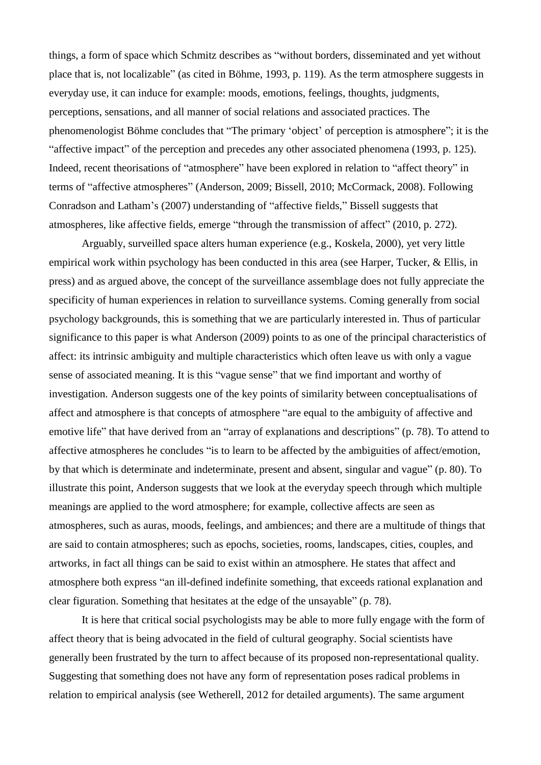things, a form of space which Schmitz describes as "without borders, disseminated and yet without place that is, not localizable" (as cited in Böhme, 1993, p. 119). As the term atmosphere suggests in everyday use, it can induce for example: moods, emotions, feelings, thoughts, judgments, perceptions, sensations, and all manner of social relations and associated practices. The phenomenologist Böhme concludes that "The primary 'object' of perception is atmosphere"; it is the "affective impact" of the perception and precedes any other associated phenomena (1993, p. 125). Indeed, recent theorisations of "atmosphere" have been explored in relation to "affect theory" in terms of "affective atmospheres" (Anderson, 2009; Bissell, 2010; McCormack, 2008). Following Conradson and Latham's (2007) understanding of "affective fields," Bissell suggests that atmospheres, like affective fields, emerge "through the transmission of affect" (2010, p. 272).

Arguably, surveilled space alters human experience (e.g., Koskela, 2000), yet very little empirical work within psychology has been conducted in this area (see Harper, Tucker, & Ellis, in press) and as argued above, the concept of the surveillance assemblage does not fully appreciate the specificity of human experiences in relation to surveillance systems. Coming generally from social psychology backgrounds, this is something that we are particularly interested in. Thus of particular significance to this paper is what Anderson (2009) points to as one of the principal characteristics of affect: its intrinsic ambiguity and multiple characteristics which often leave us with only a vague sense of associated meaning. It is this "vague sense" that we find important and worthy of investigation. Anderson suggests one of the key points of similarity between conceptualisations of affect and atmosphere is that concepts of atmosphere "are equal to the ambiguity of affective and emotive life" that have derived from an "array of explanations and descriptions" (p. 78). To attend to affective atmospheres he concludes "is to learn to be affected by the ambiguities of affect/emotion, by that which is determinate and indeterminate, present and absent, singular and vague" (p. 80). To illustrate this point, Anderson suggests that we look at the everyday speech through which multiple meanings are applied to the word atmosphere; for example, collective affects are seen as atmospheres, such as auras, moods, feelings, and ambiences; and there are a multitude of things that are said to contain atmospheres; such as epochs, societies, rooms, landscapes, cities, couples, and artworks, in fact all things can be said to exist within an atmosphere. He states that affect and atmosphere both express "an ill-defined indefinite something, that exceeds rational explanation and clear figuration. Something that hesitates at the edge of the unsayable" (p. 78).

It is here that critical social psychologists may be able to more fully engage with the form of affect theory that is being advocated in the field of cultural geography. Social scientists have generally been frustrated by the turn to affect because of its proposed non-representational quality. Suggesting that something does not have any form of representation poses radical problems in relation to empirical analysis (see Wetherell, 2012 for detailed arguments). The same argument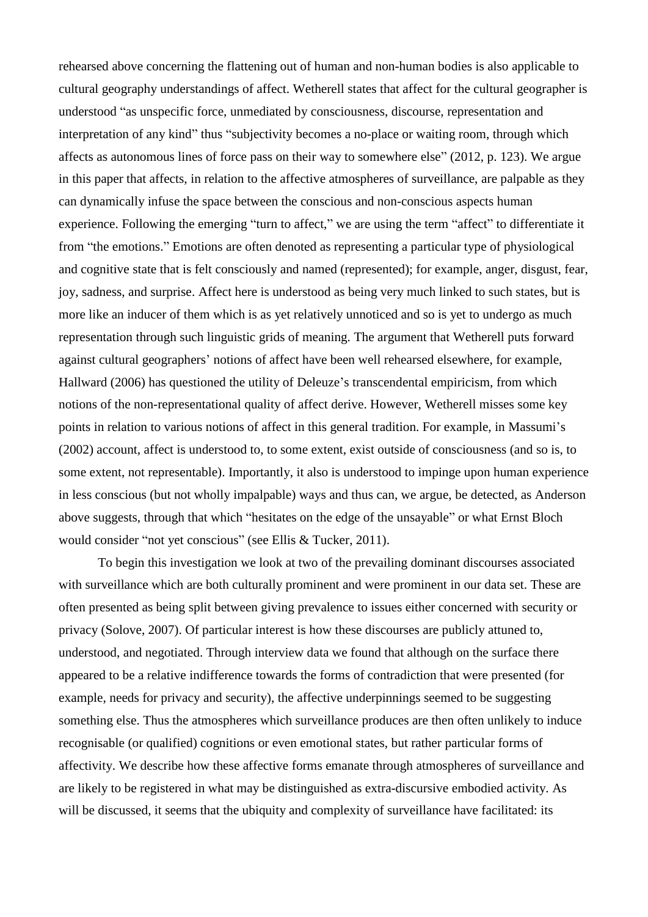rehearsed above concerning the flattening out of human and non-human bodies is also applicable to cultural geography understandings of affect. Wetherell states that affect for the cultural geographer is understood "as unspecific force, unmediated by consciousness, discourse, representation and interpretation of any kind" thus "subjectivity becomes a no-place or waiting room, through which affects as autonomous lines of force pass on their way to somewhere else" (2012, p. 123). We argue in this paper that affects, in relation to the affective atmospheres of surveillance, are palpable as they can dynamically infuse the space between the conscious and non-conscious aspects human experience. Following the emerging "turn to affect," we are using the term "affect" to differentiate it from "the emotions." Emotions are often denoted as representing a particular type of physiological and cognitive state that is felt consciously and named (represented); for example, anger, disgust, fear, joy, sadness, and surprise. Affect here is understood as being very much linked to such states, but is more like an inducer of them which is as yet relatively unnoticed and so is yet to undergo as much representation through such linguistic grids of meaning. The argument that Wetherell puts forward against cultural geographers' notions of affect have been well rehearsed elsewhere, for example, Hallward (2006) has questioned the utility of Deleuze's transcendental empiricism, from which notions of the non-representational quality of affect derive. However, Wetherell misses some key points in relation to various notions of affect in this general tradition. For example, in Massumi's (2002) account, affect is understood to, to some extent, exist outside of consciousness (and so is, to some extent, not representable). Importantly, it also is understood to impinge upon human experience in less conscious (but not wholly impalpable) ways and thus can, we argue, be detected, as Anderson above suggests, through that which "hesitates on the edge of the unsayable" or what Ernst Bloch would consider "not yet conscious" (see Ellis & Tucker, 2011).

To begin this investigation we look at two of the prevailing dominant discourses associated with surveillance which are both culturally prominent and were prominent in our data set. These are often presented as being split between giving prevalence to issues either concerned with security or privacy (Solove, 2007). Of particular interest is how these discourses are publicly attuned to, understood, and negotiated. Through interview data we found that although on the surface there appeared to be a relative indifference towards the forms of contradiction that were presented (for example, needs for privacy and security), the affective underpinnings seemed to be suggesting something else. Thus the atmospheres which surveillance produces are then often unlikely to induce recognisable (or qualified) cognitions or even emotional states, but rather particular forms of affectivity. We describe how these affective forms emanate through atmospheres of surveillance and are likely to be registered in what may be distinguished as extra-discursive embodied activity. As will be discussed, it seems that the ubiquity and complexity of surveillance have facilitated: its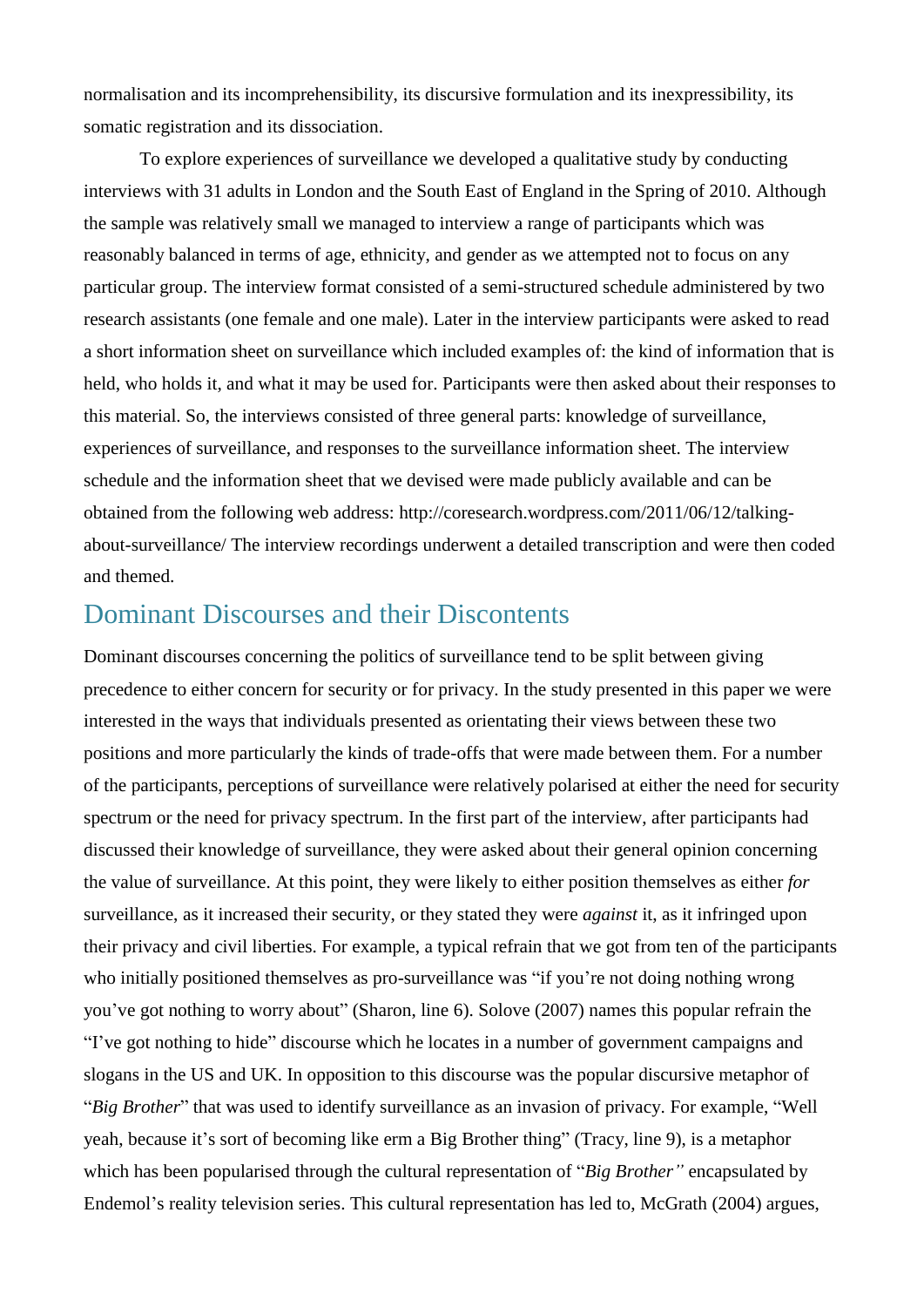normalisation and its incomprehensibility, its discursive formulation and its inexpressibility, its somatic registration and its dissociation.

To explore experiences of surveillance we developed a qualitative study by conducting interviews with 31 adults in London and the South East of England in the Spring of 2010. Although the sample was relatively small we managed to interview a range of participants which was reasonably balanced in terms of age, ethnicity, and gender as we attempted not to focus on any particular group. The interview format consisted of a semi-structured schedule administered by two research assistants (one female and one male). Later in the interview participants were asked to read a short information sheet on surveillance which included examples of: the kind of information that is held, who holds it, and what it may be used for. Participants were then asked about their responses to this material. So, the interviews consisted of three general parts: knowledge of surveillance, experiences of surveillance, and responses to the surveillance information sheet. The interview schedule and the information sheet that we devised were made publicly available and can be obtained from the following web address: http://coresearch.wordpress.com/2011/06/12/talking-about-surveillance/ The interview recordings underwent a detailed transcription and were then coded and themed.

## Dominant Discourses and their Discontents

Dominant discourses concerning the politics of surveillance tend to be split between giving precedence to either concern for security or for privacy. In the study presented in this paper we were interested in the ways that individuals presented as orientating their views between these two positions and more particularly the kinds of trade-offs that were made between them. For a number of the participants, perceptions of surveillance were relatively polarised at either the need for security spectrum or the need for privacy spectrum. In the first part of the interview, after participants had discussed their knowledge of surveillance, they were asked about their general opinion concerning the value of surveillance. At this point, they were likely to either position themselves as either *for* surveillance, as it increased their security, or they stated they were *against* it, as it infringed upon their privacy and civil liberties. For example, a typical refrain that we got from ten of the participants who initially positioned themselves as pro-surveillance was "if you're not doing nothing wrong you've got nothing to worry about" (Sharon, line 6). Solove (2007) names this popular refrain the "I've got nothing to hide" discourse which he locates in a number of government campaigns and slogans in the US and UK. In opposition to this discourse was the popular discursive metaphor of "*Big Brother*" that was used to identify surveillance as an invasion of privacy. For example, "Well yeah, because it's sort of becoming like erm a Big Brother thing" (Tracy, line 9), is a metaphor which has been popularised through the cultural representation of "*Big Brother"* encapsulated by Endemol's reality television series. This cultural representation has led to, McGrath (2004) argues,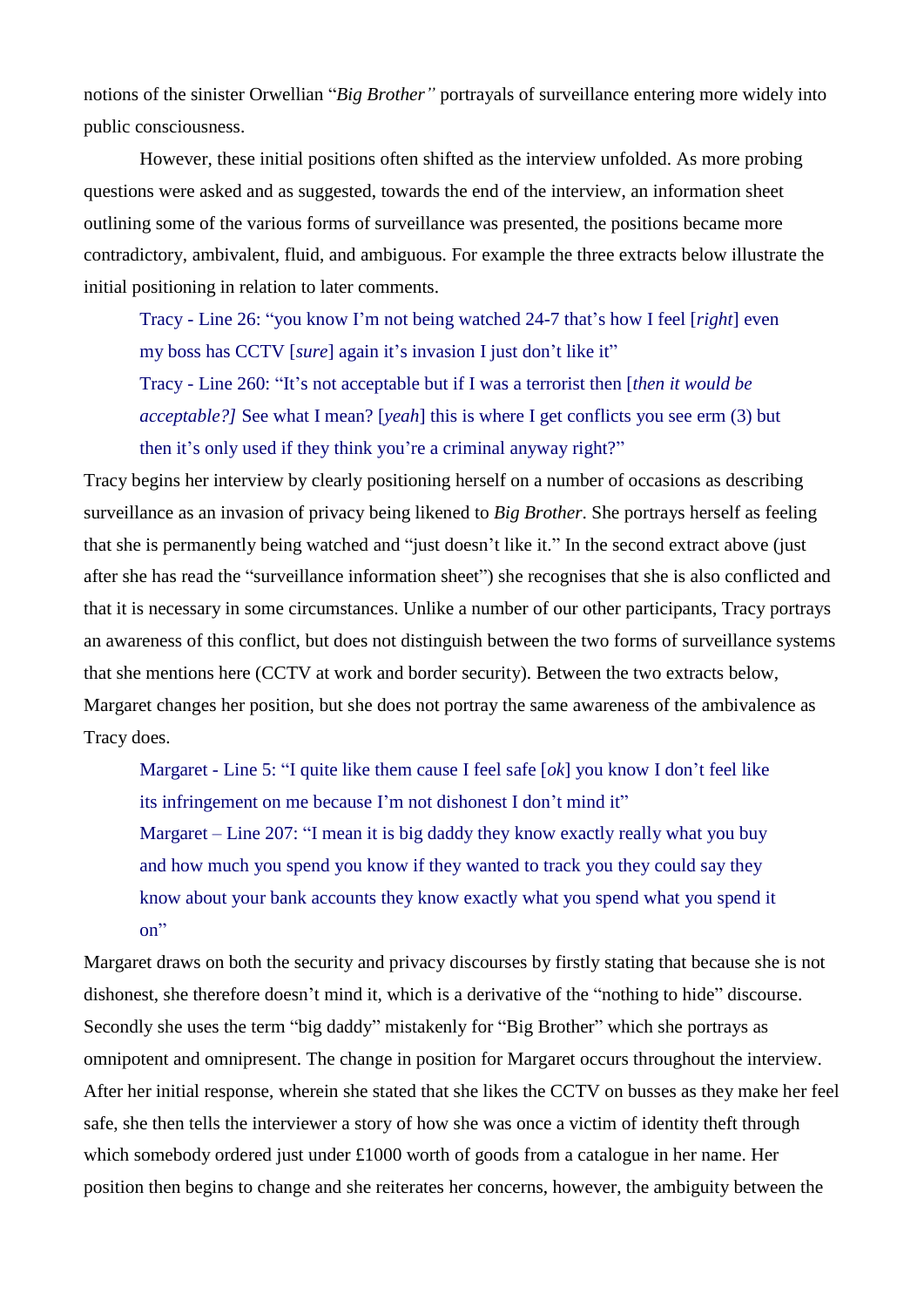notions of the sinister Orwellian "*Big Brother"* portrayals of surveillance entering more widely into public consciousness.

However, these initial positions often shifted as the interview unfolded. As more probing questions were asked and as suggested, towards the end of the interview, an information sheet outlining some of the various forms of surveillance was presented, the positions became more contradictory, ambivalent, fluid, and ambiguous. For example the three extracts below illustrate the initial positioning in relation to later comments.

> Tracy - Line 26: "you know I'm not being watched 24-7 that's how I feel [*right*] even my boss has CCTV [*sure*] again it's invasion I just don't like it"
>
> Tracy - Line 260: "It's not acceptable but if I was a terrorist then [*then it would be acceptable?]* See what I mean? [*yeah*] this is where I get conflicts you see erm (3) but then it's only used if they think you're a criminal anyway right?"

Tracy begins her interview by clearly positioning herself on a number of occasions as describing surveillance as an invasion of privacy being likened to *Big Brother*. She portrays herself as feeling that she is permanently being watched and "just doesn't like it." In the second extract above (just after she has read the "surveillance information sheet") she recognises that she is also conflicted and that it is necessary in some circumstances. Unlike a number of our other participants, Tracy portrays an awareness of this conflict, but does not distinguish between the two forms of surveillance systems that she mentions here (CCTV at work and border security). Between the two extracts below, Margaret changes her position, but she does not portray the same awareness of the ambivalence as Tracy does.

> Margaret - Line 5: "I quite like them cause I feel safe [*ok*] you know I don't feel like its infringement on me because I'm not dishonest I don't mind it"
>
> Margaret – Line 207: "I mean it is big daddy they know exactly really what you buy and how much you spend you know if they wanted to track you they could say they know about your bank accounts they know exactly what you spend what you spend it on"

Margaret draws on both the security and privacy discourses by firstly stating that because she is not dishonest, she therefore doesn't mind it, which is a derivative of the "nothing to hide" discourse. Secondly she uses the term "big daddy" mistakenly for "Big Brother" which she portrays as omnipotent and omnipresent. The change in position for Margaret occurs throughout the interview. After her initial response, wherein she stated that she likes the CCTV on busses as they make her feel safe, she then tells the interviewer a story of how she was once a victim of identity theft through which somebody ordered just under £1000 worth of goods from a catalogue in her name. Her position then begins to change and she reiterates her concerns, however, the ambiguity between the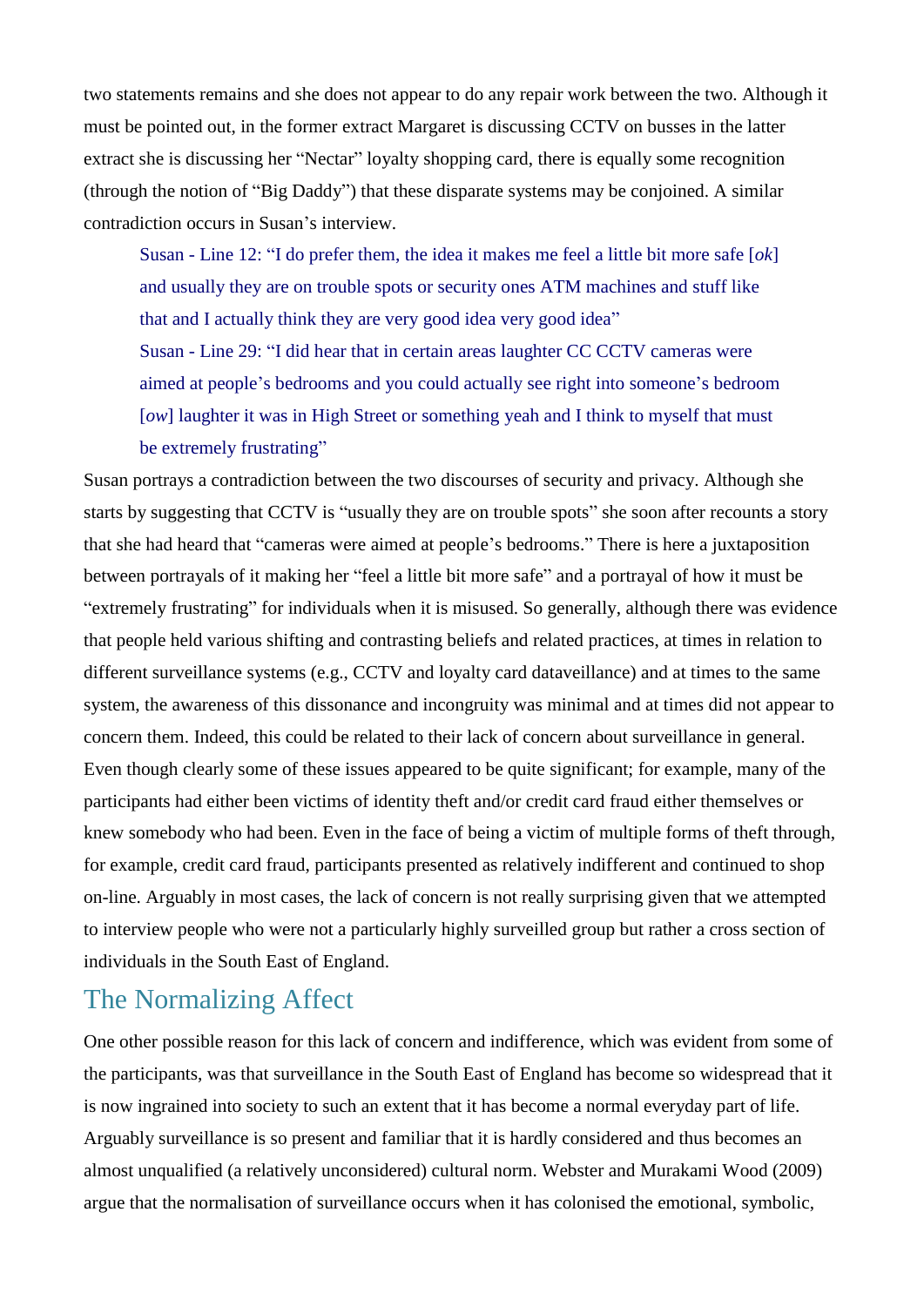two statements remains and she does not appear to do any repair work between the two. Although it must be pointed out, in the former extract Margaret is discussing CCTV on busses in the latter extract she is discussing her "Nectar" loyalty shopping card, there is equally some recognition (through the notion of "Big Daddy") that these disparate systems may be conjoined. A similar contradiction occurs in Susan's interview.

> Susan - Line 12: "I do prefer them, the idea it makes me feel a little bit more safe [*ok*] and usually they are on trouble spots or security ones ATM machines and stuff like that and I actually think they are very good idea very good idea"
>
> Susan - Line 29: "I did hear that in certain areas laughter CC CCTV cameras were aimed at people's bedrooms and you could actually see right into someone's bedroom [*ow*] laughter it was in High Street or something yeah and I think to myself that must be extremely frustrating"

Susan portrays a contradiction between the two discourses of security and privacy. Although she starts by suggesting that CCTV is "usually they are on trouble spots" she soon after recounts a story that she had heard that "cameras were aimed at people's bedrooms." There is here a juxtaposition between portrayals of it making her "feel a little bit more safe" and a portrayal of how it must be "extremely frustrating" for individuals when it is misused. So generally, although there was evidence that people held various shifting and contrasting beliefs and related practices, at times in relation to different surveillance systems (e.g., CCTV and loyalty card dataveillance) and at times to the same system, the awareness of this dissonance and incongruity was minimal and at times did not appear to concern them. Indeed, this could be related to their lack of concern about surveillance in general. Even though clearly some of these issues appeared to be quite significant; for example, many of the participants had either been victims of identity theft and/or credit card fraud either themselves or knew somebody who had been. Even in the face of being a victim of multiple forms of theft through, for example, credit card fraud, participants presented as relatively indifferent and continued to shop on-line. Arguably in most cases, the lack of concern is not really surprising given that we attempted to interview people who were not a particularly highly surveilled group but rather a cross section of individuals in the South East of England.

## The Normalizing Affect

One other possible reason for this lack of concern and indifference, which was evident from some of the participants, was that surveillance in the South East of England has become so widespread that it is now ingrained into society to such an extent that it has become a normal everyday part of life. Arguably surveillance is so present and familiar that it is hardly considered and thus becomes an almost unqualified (a relatively unconsidered) cultural norm. Webster and Murakami Wood (2009) argue that the normalisation of surveillance occurs when it has colonised the emotional, symbolic,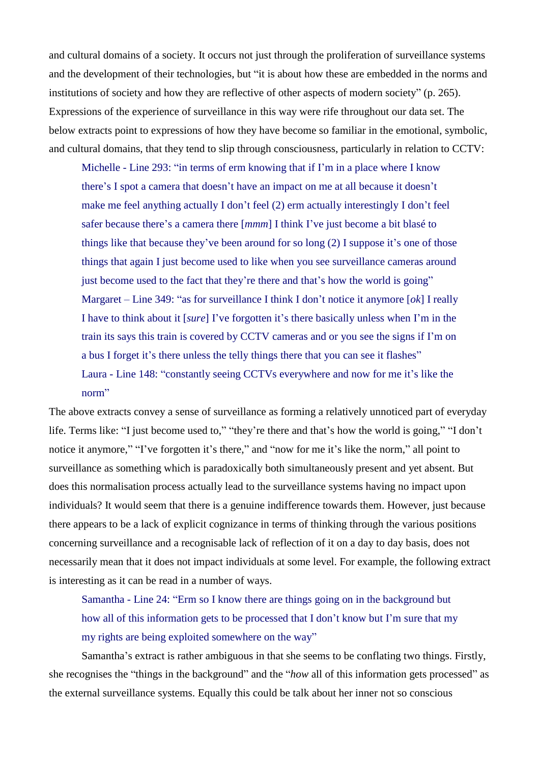and cultural domains of a society. It occurs not just through the proliferation of surveillance systems and the development of their technologies, but "it is about how these are embedded in the norms and institutions of society and how they are reflective of other aspects of modern society" (p. 265). Expressions of the experience of surveillance in this way were rife throughout our data set. The below extracts point to expressions of how they have become so familiar in the emotional, symbolic, and cultural domains, that they tend to slip through consciousness, particularly in relation to CCTV:

> Michelle - Line 293: "in terms of erm knowing that if I'm in a place where I know there's I spot a camera that doesn't have an impact on me at all because it doesn't make me feel anything actually I don't feel (2) erm actually interestingly I don't feel safer because there's a camera there [*mmm*] I think I've just become a bit blasé to things like that because they've been around for so long (2) I suppose it's one of those things that again I just become used to like when you see surveillance cameras around just become used to the fact that they're there and that's how the world is going"
>
> Margaret – Line 349: "as for surveillance I think I don't notice it anymore [*ok*] I really I have to think about it [*sure*] I've forgotten it's there basically unless when I'm in the train its says this train is covered by CCTV cameras and or you see the signs if I'm on a bus I forget it's there unless the telly things there that you can see it flashes"
>
> Laura - Line 148: "constantly seeing CCTVs everywhere and now for me it's like the norm"

The above extracts convey a sense of surveillance as forming a relatively unnoticed part of everyday life. Terms like: "I just become used to," "they're there and that's how the world is going," "I don't notice it anymore," "I've forgotten it's there," and "now for me it's like the norm," all point to surveillance as something which is paradoxically both simultaneously present and yet absent. But does this normalisation process actually lead to the surveillance systems having no impact upon individuals? It would seem that there is a genuine indifference towards them. However, just because there appears to be a lack of explicit cognizance in terms of thinking through the various positions concerning surveillance and a recognisable lack of reflection of it on a day to day basis, does not necessarily mean that it does not impact individuals at some level. For example, the following extract is interesting as it can be read in a number of ways.

> Samantha - Line 24: "Erm so I know there are things going on in the background but how all of this information gets to be processed that I don't know but I'm sure that my my rights are being exploited somewhere on the way"

Samantha's extract is rather ambiguous in that she seems to be conflating two things. Firstly, she recognises the "things in the background" and the "*how* all of this information gets processed" as the external surveillance systems. Equally this could be talk about her inner not so conscious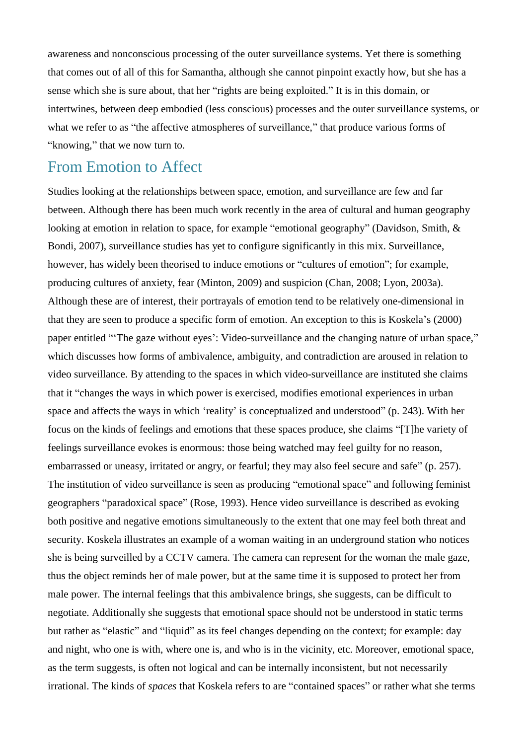awareness and nonconscious processing of the outer surveillance systems. Yet there is something that comes out of all of this for Samantha, although she cannot pinpoint exactly how, but she has a sense which she is sure about, that her "rights are being exploited." It is in this domain, or intertwines, between deep embodied (less conscious) processes and the outer surveillance systems, or what we refer to as "the affective atmospheres of surveillance," that produce various forms of "knowing," that we now turn to.

## From Emotion to Affect

Studies looking at the relationships between space, emotion, and surveillance are few and far between. Although there has been much work recently in the area of cultural and human geography looking at emotion in relation to space, for example "emotional geography" (Davidson, Smith, & Bondi, 2007), surveillance studies has yet to configure significantly in this mix. Surveillance, however, has widely been theorised to induce emotions or "cultures of emotion"; for example, producing cultures of anxiety, fear (Minton, 2009) and suspicion (Chan, 2008; Lyon, 2003a). Although these are of interest, their portrayals of emotion tend to be relatively one-dimensional in that they are seen to produce a specific form of emotion. An exception to this is Koskela's (2000) paper entitled "'The gaze without eyes': Video-surveillance and the changing nature of urban space," which discusses how forms of ambivalence, ambiguity, and contradiction are aroused in relation to video surveillance. By attending to the spaces in which video-surveillance are instituted she claims that it "changes the ways in which power is exercised, modifies emotional experiences in urban space and affects the ways in which 'reality' is conceptualized and understood" (p. 243). With her focus on the kinds of feelings and emotions that these spaces produce, she claims "[T]he variety of feelings surveillance evokes is enormous: those being watched may feel guilty for no reason, embarrassed or uneasy, irritated or angry, or fearful; they may also feel secure and safe" (p. 257). The institution of video surveillance is seen as producing "emotional space" and following feminist geographers "paradoxical space" (Rose, 1993). Hence video surveillance is described as evoking both positive and negative emotions simultaneously to the extent that one may feel both threat and security. Koskela illustrates an example of a woman waiting in an underground station who notices she is being surveilled by a CCTV camera. The camera can represent for the woman the male gaze, thus the object reminds her of male power, but at the same time it is supposed to protect her from male power. The internal feelings that this ambivalence brings, she suggests, can be difficult to negotiate. Additionally she suggests that emotional space should not be understood in static terms but rather as "elastic" and "liquid" as its feel changes depending on the context; for example: day and night, who one is with, where one is, and who is in the vicinity, etc. Moreover, emotional space, as the term suggests, is often not logical and can be internally inconsistent, but not necessarily irrational. The kinds of *spaces* that Koskela refers to are "contained spaces" or rather what she terms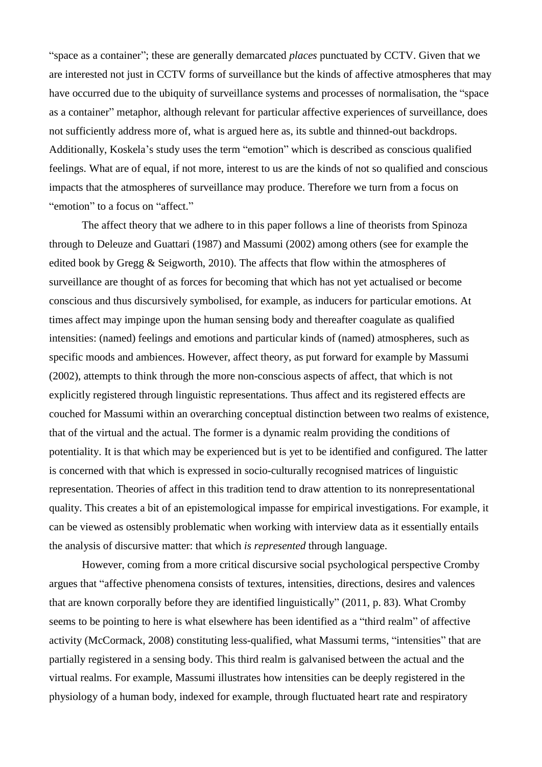"space as a container"; these are generally demarcated *places* punctuated by CCTV. Given that we are interested not just in CCTV forms of surveillance but the kinds of affective atmospheres that may have occurred due to the ubiquity of surveillance systems and processes of normalisation, the "space as a container" metaphor, although relevant for particular affective experiences of surveillance, does not sufficiently address more of, what is argued here as, its subtle and thinned-out backdrops. Additionally, Koskela's study uses the term "emotion" which is described as conscious qualified feelings. What are of equal, if not more, interest to us are the kinds of not so qualified and conscious impacts that the atmospheres of surveillance may produce. Therefore we turn from a focus on "emotion" to a focus on "affect."

The affect theory that we adhere to in this paper follows a line of theorists from Spinoza through to Deleuze and Guattari (1987) and Massumi (2002) among others (see for example the edited book by Gregg & Seigworth, 2010). The affects that flow within the atmospheres of surveillance are thought of as forces for becoming that which has not yet actualised or become conscious and thus discursively symbolised, for example, as inducers for particular emotions. At times affect may impinge upon the human sensing body and thereafter coagulate as qualified intensities: (named) feelings and emotions and particular kinds of (named) atmospheres, such as specific moods and ambiences. However, affect theory, as put forward for example by Massumi (2002), attempts to think through the more non-conscious aspects of affect, that which is not explicitly registered through linguistic representations. Thus affect and its registered effects are couched for Massumi within an overarching conceptual distinction between two realms of existence, that of the virtual and the actual. The former is a dynamic realm providing the conditions of potentiality. It is that which may be experienced but is yet to be identified and configured. The latter is concerned with that which is expressed in socio-culturally recognised matrices of linguistic representation. Theories of affect in this tradition tend to draw attention to its nonrepresentational quality. This creates a bit of an epistemological impasse for empirical investigations. For example, it can be viewed as ostensibly problematic when working with interview data as it essentially entails the analysis of discursive matter: that which *is represented* through language.

However, coming from a more critical discursive social psychological perspective Cromby argues that "affective phenomena consists of textures, intensities, directions, desires and valences that are known corporally before they are identified linguistically" (2011, p. 83). What Cromby seems to be pointing to here is what elsewhere has been identified as a "third realm" of affective activity (McCormack, 2008) constituting less-qualified, what Massumi terms, "intensities" that are partially registered in a sensing body. This third realm is galvanised between the actual and the virtual realms. For example, Massumi illustrates how intensities can be deeply registered in the physiology of a human body, indexed for example, through fluctuated heart rate and respiratory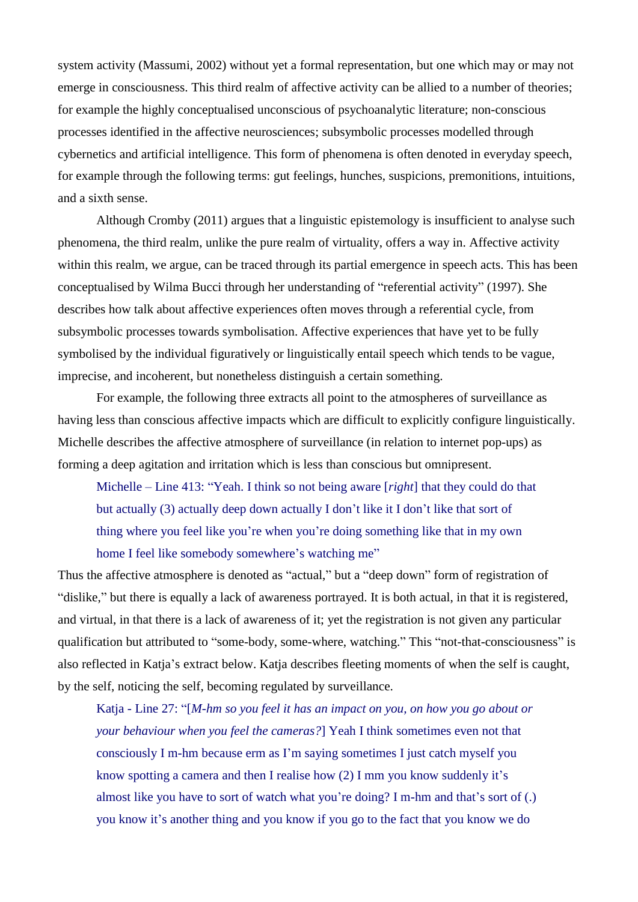system activity (Massumi, 2002) without yet a formal representation, but one which may or may not emerge in consciousness. This third realm of affective activity can be allied to a number of theories; for example the highly conceptualised unconscious of psychoanalytic literature; non-conscious processes identified in the affective neurosciences; subsymbolic processes modelled through cybernetics and artificial intelligence. This form of phenomena is often denoted in everyday speech, for example through the following terms: gut feelings, hunches, suspicions, premonitions, intuitions, and a sixth sense.

Although Cromby (2011) argues that a linguistic epistemology is insufficient to analyse such phenomena, the third realm, unlike the pure realm of virtuality, offers a way in. Affective activity within this realm, we argue, can be traced through its partial emergence in speech acts. This has been conceptualised by Wilma Bucci through her understanding of "referential activity" (1997). She describes how talk about affective experiences often moves through a referential cycle, from subsymbolic processes towards symbolisation. Affective experiences that have yet to be fully symbolised by the individual figuratively or linguistically entail speech which tends to be vague, imprecise, and incoherent, but nonetheless distinguish a certain something.

For example, the following three extracts all point to the atmospheres of surveillance as having less than conscious affective impacts which are difficult to explicitly configure linguistically. Michelle describes the affective atmosphere of surveillance (in relation to internet pop-ups) as forming a deep agitation and irritation which is less than conscious but omnipresent.

> Michelle – Line 413: "Yeah. I think so not being aware [*right*] that they could do that but actually (3) actually deep down actually I don't like it I don't like that sort of thing where you feel like you're when you're doing something like that in my own home I feel like somebody somewhere's watching me"

Thus the affective atmosphere is denoted as "actual," but a "deep down" form of registration of "dislike," but there is equally a lack of awareness portrayed. It is both actual, in that it is registered, and virtual, in that there is a lack of awareness of it; yet the registration is not given any particular qualification but attributed to "some-body, some-where, watching." This "not-that-consciousness" is also reflected in Katja's extract below. Katja describes fleeting moments of when the self is caught, by the self, noticing the self, becoming regulated by surveillance.

> Katja - Line 27: "[*M-hm so you feel it has an impact on you, on how you go about or your behaviour when you feel the cameras?*] Yeah I think sometimes even not that consciously I m-hm because erm as I'm saying sometimes I just catch myself you know spotting a camera and then I realise how (2) I mm you know suddenly it's almost like you have to sort of watch what you're doing? I m-hm and that's sort of (.) you know it's another thing and you know if you go to the fact that you know we do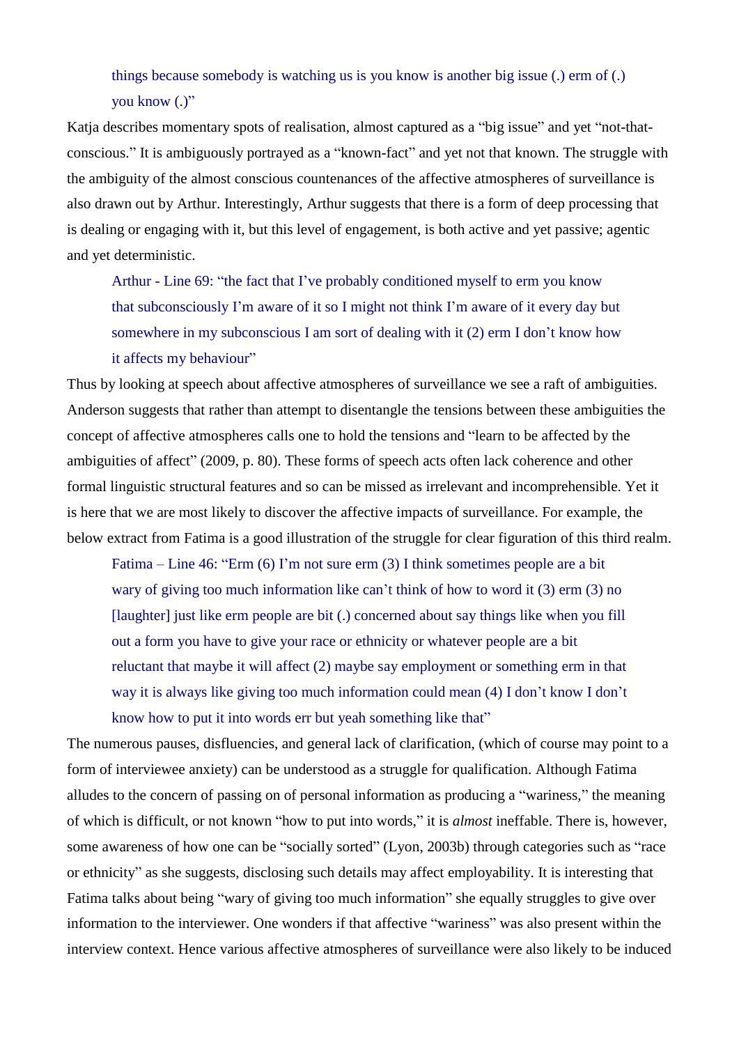> things because somebody is watching us is you know is another big issue (.) erm of (.) you know (.)"

Katja describes momentary spots of realisation, almost captured as a "big issue" and yet "not-that-conscious." It is ambiguously portrayed as a "known-fact" and yet not that known. The struggle with the ambiguity of the almost conscious countenances of the affective atmospheres of surveillance is also drawn out by Arthur. Interestingly, Arthur suggests that there is a form of deep processing that is dealing or engaging with it, but this level of engagement, is both active and yet passive; agentic and yet deterministic.

> Arthur - Line 69: "the fact that I've probably conditioned myself to erm you know that subconsciously I'm aware of it so I might not think I'm aware of it every day but somewhere in my subconscious I am sort of dealing with it (2) erm I don't know how it affects my behaviour"

Thus by looking at speech about affective atmospheres of surveillance we see a raft of ambiguities. Anderson suggests that rather than attempt to disentangle the tensions between these ambiguities the concept of affective atmospheres calls one to hold the tensions and "learn to be affected by the ambiguities of affect" (2009, p. 80). These forms of speech acts often lack coherence and other formal linguistic structural features and so can be missed as irrelevant and incomprehensible. Yet it is here that we are most likely to discover the affective impacts of surveillance. For example, the below extract from Fatima is a good illustration of the struggle for clear figuration of this third realm.

> Fatima – Line 46: "Erm (6) I'm not sure erm (3) I think sometimes people are a bit wary of giving too much information like can't think of how to word it (3) erm (3) no [laughter] just like erm people are bit (.) concerned about say things like when you fill out a form you have to give your race or ethnicity or whatever people are a bit reluctant that maybe it will affect (2) maybe say employment or something erm in that way it is always like giving too much information could mean (4) I don't know I don't know how to put it into words err but yeah something like that"

The numerous pauses, disfluencies, and general lack of clarification, (which of course may point to a form of interviewee anxiety) can be understood as a struggle for qualification. Although Fatima alludes to the concern of passing on of personal information as producing a "wariness," the meaning of which is difficult, or not known "how to put into words," it is *almost* ineffable. There is, however, some awareness of how one can be "socially sorted" (Lyon, 2003b) through categories such as "race or ethnicity" as she suggests, disclosing such details may affect employability. It is interesting that Fatima talks about being "wary of giving too much information" she equally struggles to give over information to the interviewer. One wonders if that affective "wariness" was also present within the interview context. Hence various affective atmospheres of surveillance were also likely to be induced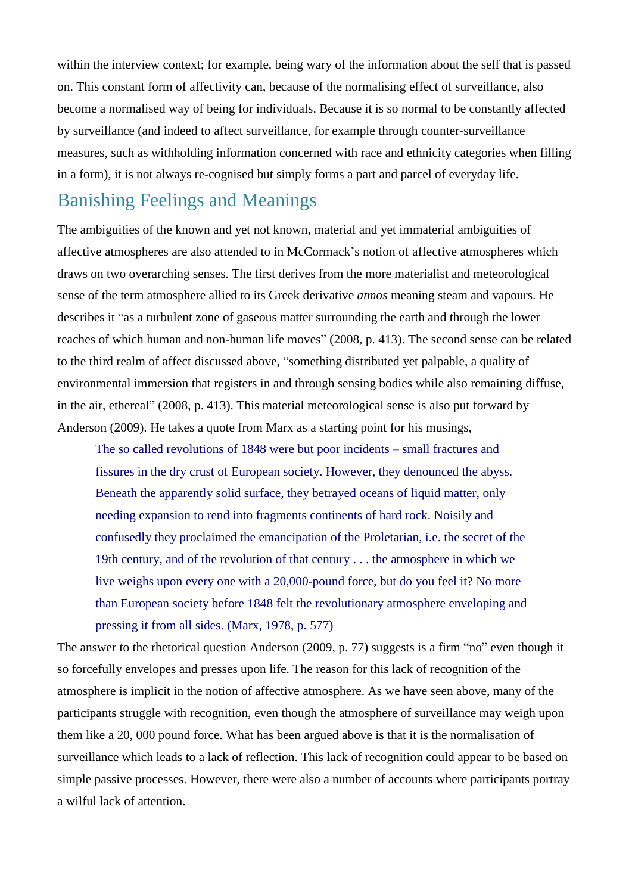within the interview context; for example, being wary of the information about the self that is passed on. This constant form of affectivity can, because of the normalising effect of surveillance, also become a normalised way of being for individuals. Because it is so normal to be constantly affected by surveillance (and indeed to affect surveillance, for example through counter-surveillance measures, such as withholding information concerned with race and ethnicity categories when filling in a form), it is not always re-cognised but simply forms a part and parcel of everyday life.

## Banishing Feelings and Meanings

The ambiguities of the known and yet not known, material and yet immaterial ambiguities of affective atmospheres are also attended to in McCormack's notion of affective atmospheres which draws on two overarching senses. The first derives from the more materialist and meteorological sense of the term atmosphere allied to its Greek derivative *atmos* meaning steam and vapours. He describes it "as a turbulent zone of gaseous matter surrounding the earth and through the lower reaches of which human and non-human life moves" (2008, p. 413). The second sense can be related to the third realm of affect discussed above, "something distributed yet palpable, a quality of environmental immersion that registers in and through sensing bodies while also remaining diffuse, in the air, ethereal" (2008, p. 413). This material meteorological sense is also put forward by Anderson (2009). He takes a quote from Marx as a starting point for his musings,

> The so called revolutions of 1848 were but poor incidents – small fractures and fissures in the dry crust of European society. However, they denounced the abyss. Beneath the apparently solid surface, they betrayed oceans of liquid matter, only needing expansion to rend into fragments continents of hard rock. Noisily and confusedly they proclaimed the emancipation of the Proletarian, i.e. the secret of the 19th century, and of the revolution of that century . . . the atmosphere in which we live weighs upon every one with a 20,000-pound force, but do you feel it? No more than European society before 1848 felt the revolutionary atmosphere enveloping and pressing it from all sides. (Marx, 1978, p. 577)

The answer to the rhetorical question Anderson (2009, p. 77) suggests is a firm "no" even though it so forcefully envelopes and presses upon life. The reason for this lack of recognition of the atmosphere is implicit in the notion of affective atmosphere. As we have seen above, many of the participants struggle with recognition, even though the atmosphere of surveillance may weigh upon them like a 20, 000 pound force. What has been argued above is that it is the normalisation of surveillance which leads to a lack of reflection. This lack of recognition could appear to be based on simple passive processes. However, there were also a number of accounts where participants portray a wilful lack of attention.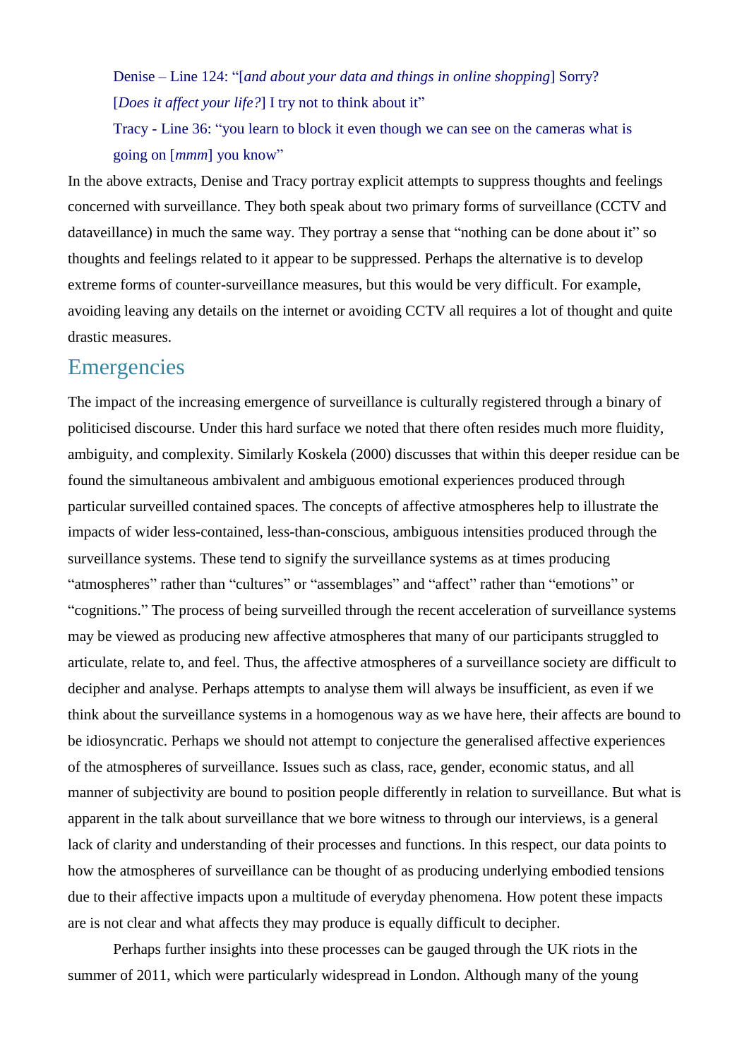> Denise – Line 124: "[*and about your data and things in online shopping*] Sorry? [*Does it affect your life?*] I try not to think about it"
>
> Tracy - Line 36: "you learn to block it even though we can see on the cameras what is going on [*mmm*] you know"

In the above extracts, Denise and Tracy portray explicit attempts to suppress thoughts and feelings concerned with surveillance. They both speak about two primary forms of surveillance (CCTV and dataveillance) in much the same way. They portray a sense that "nothing can be done about it" so thoughts and feelings related to it appear to be suppressed. Perhaps the alternative is to develop extreme forms of counter-surveillance measures, but this would be very difficult. For example, avoiding leaving any details on the internet or avoiding CCTV all requires a lot of thought and quite drastic measures.

## Emergencies

The impact of the increasing emergence of surveillance is culturally registered through a binary of politicised discourse. Under this hard surface we noted that there often resides much more fluidity, ambiguity, and complexity. Similarly Koskela (2000) discusses that within this deeper residue can be found the simultaneous ambivalent and ambiguous emotional experiences produced through particular surveilled contained spaces. The concepts of affective atmospheres help to illustrate the impacts of wider less-contained, less-than-conscious, ambiguous intensities produced through the surveillance systems. These tend to signify the surveillance systems as at times producing "atmospheres" rather than "cultures" or "assemblages" and "affect" rather than "emotions" or "cognitions." The process of being surveilled through the recent acceleration of surveillance systems may be viewed as producing new affective atmospheres that many of our participants struggled to articulate, relate to, and feel. Thus, the affective atmospheres of a surveillance society are difficult to decipher and analyse. Perhaps attempts to analyse them will always be insufficient, as even if we think about the surveillance systems in a homogenous way as we have here, their affects are bound to be idiosyncratic. Perhaps we should not attempt to conjecture the generalised affective experiences of the atmospheres of surveillance. Issues such as class, race, gender, economic status, and all manner of subjectivity are bound to position people differently in relation to surveillance. But what is apparent in the talk about surveillance that we bore witness to through our interviews, is a general lack of clarity and understanding of their processes and functions. In this respect, our data points to how the atmospheres of surveillance can be thought of as producing underlying embodied tensions due to their affective impacts upon a multitude of everyday phenomena. How potent these impacts are is not clear and what affects they may produce is equally difficult to decipher.

Perhaps further insights into these processes can be gauged through the UK riots in the summer of 2011, which were particularly widespread in London. Although many of the young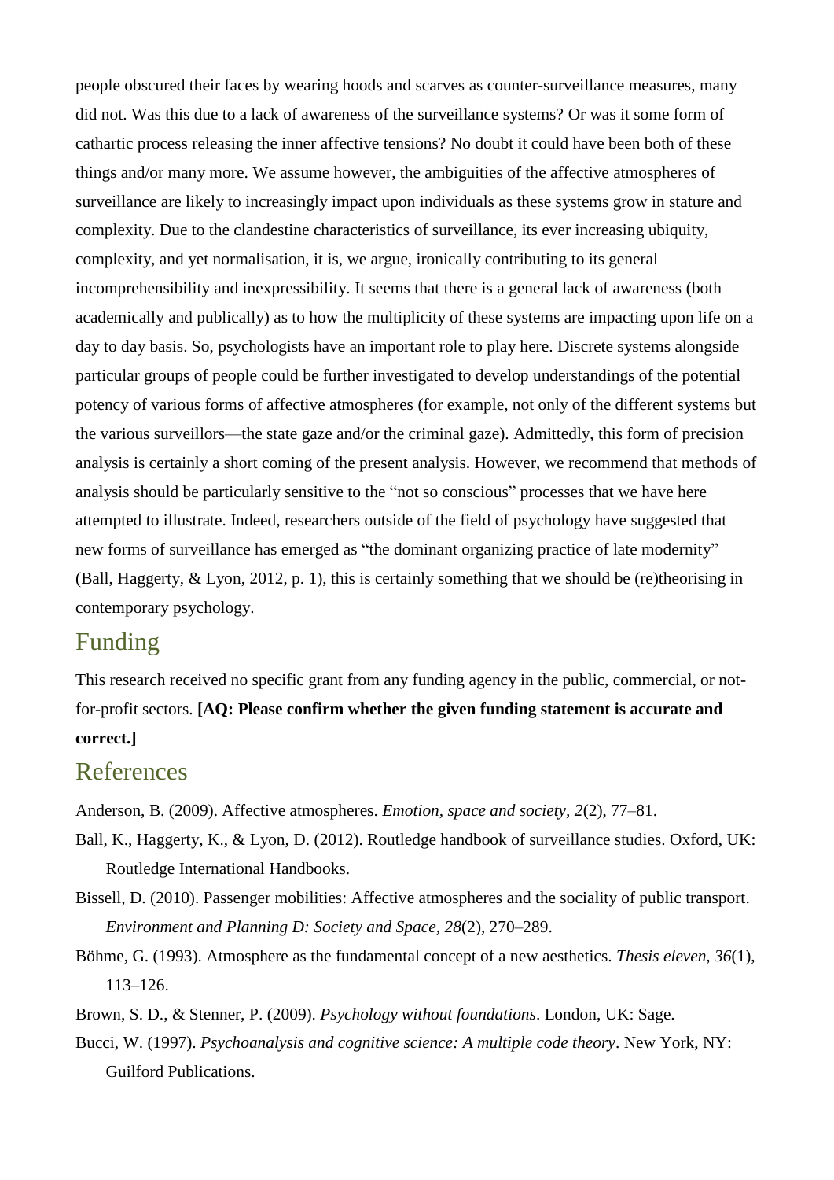people obscured their faces by wearing hoods and scarves as counter-surveillance measures, many did not. Was this due to a lack of awareness of the surveillance systems? Or was it some form of cathartic process releasing the inner affective tensions? No doubt it could have been both of these things and/or many more. We assume however, the ambiguities of the affective atmospheres of surveillance are likely to increasingly impact upon individuals as these systems grow in stature and complexity. Due to the clandestine characteristics of surveillance, its ever increasing ubiquity, complexity, and yet normalisation, it is, we argue, ironically contributing to its general incomprehensibility and inexpressibility. It seems that there is a general lack of awareness (both academically and publically) as to how the multiplicity of these systems are impacting upon life on a day to day basis. So, psychologists have an important role to play here. Discrete systems alongside particular groups of people could be further investigated to develop understandings of the potential potency of various forms of affective atmospheres (for example, not only of the different systems but the various surveillors—the state gaze and/or the criminal gaze). Admittedly, this form of precision analysis is certainly a short coming of the present analysis. However, we recommend that methods of analysis should be particularly sensitive to the "not so conscious" processes that we have here attempted to illustrate. Indeed, researchers outside of the field of psychology have suggested that new forms of surveillance has emerged as "the dominant organizing practice of late modernity" (Ball, Haggerty, & Lyon, 2012, p. 1), this is certainly something that we should be (re)theorising in contemporary psychology.

## Funding

This research received no specific grant from any funding agency in the public, commercial, or not-for-profit sectors. **[AQ: Please confirm whether the given funding statement is accurate and correct.]**

## References

Anderson, B. (2009). Affective atmospheres. *Emotion, space and society*, *2*(2), 77–81.

Ball, K., Haggerty, K., & Lyon, D. (2012). Routledge handbook of surveillance studies. Oxford, UK: Routledge International Handbooks.

Bissell, D. (2010). Passenger mobilities: Affective atmospheres and the sociality of public transport. *Environment and Planning D: Society and Space*, *28*(2), 270–289.

Böhme, G. (1993). Atmosphere as the fundamental concept of a new aesthetics. *Thesis eleven*, *36*(1), 113–126.

Brown, S. D., & Stenner, P. (2009). *Psychology without foundations*. London, UK: Sage.

Bucci, W. (1997). *Psychoanalysis and cognitive science: A multiple code theory*. New York, NY: Guilford Publications.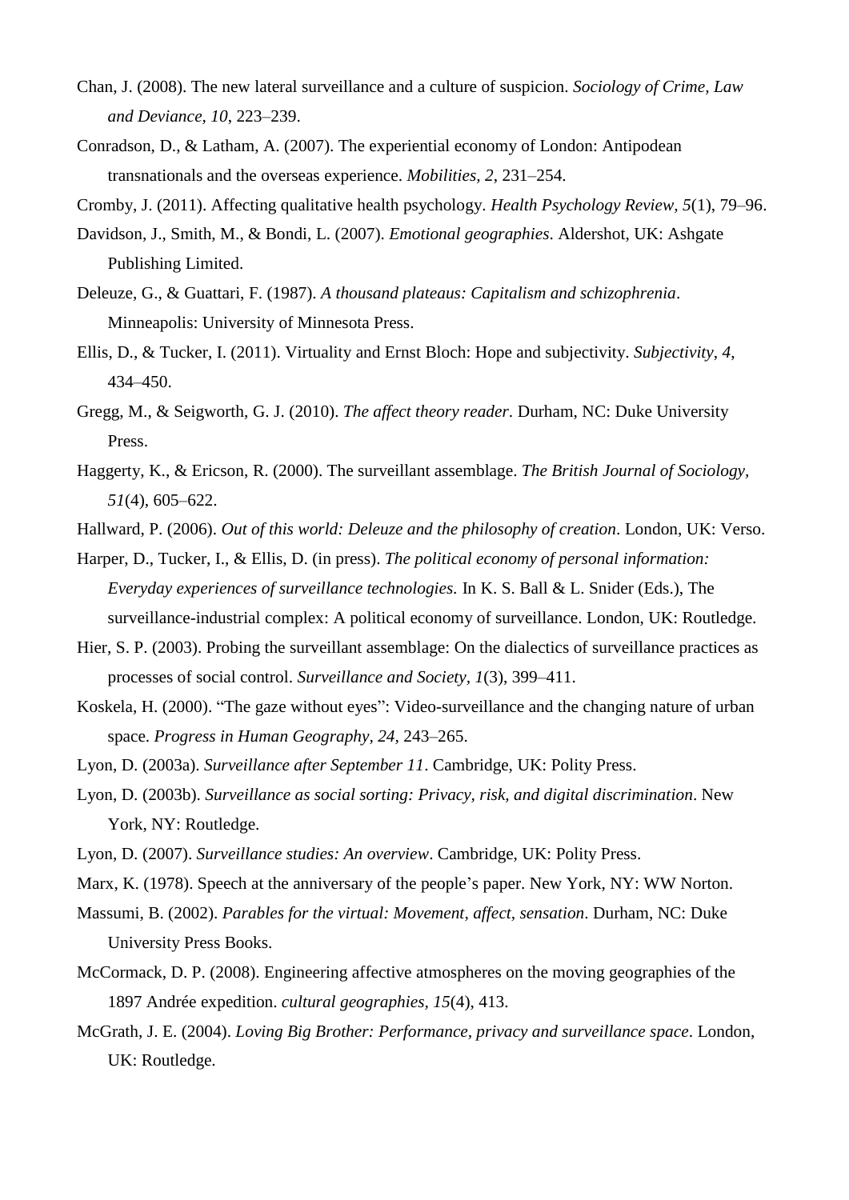Chan, J. (2008). The new lateral surveillance and a culture of suspicion. *Sociology of Crime, Law and Deviance*, *10*, 223–239.

Conradson, D., & Latham, A. (2007). The experiential economy of London: Antipodean transnationals and the overseas experience. *Mobilities*, *2*, 231–254.

Cromby, J. (2011). Affecting qualitative health psychology. *Health Psychology Review, 5*(1), 79–96.

Davidson, J., Smith, M., & Bondi, L. (2007). *Emotional geographies*. Aldershot, UK: Ashgate Publishing Limited.

Deleuze, G., & Guattari, F. (1987). *A thousand plateaus: Capitalism and schizophrenia*. Minneapolis: University of Minnesota Press.

Ellis, D., & Tucker, I. (2011). Virtuality and Ernst Bloch: Hope and subjectivity. *Subjectivity*, *4*, 434–450.

Gregg, M., & Seigworth, G. J. (2010). *The affect theory reader*. Durham, NC: Duke University Press.

Haggerty, K., & Ericson, R. (2000). The surveillant assemblage. *The British Journal of Sociology, 51*(4), 605–622.

Hallward, P. (2006). *Out of this world: Deleuze and the philosophy of creation*. London, UK: Verso.

Harper, D., Tucker, I., & Ellis, D. (in press). *The political economy of personal information: Everyday experiences of surveillance technologies.* In K. S. Ball & L. Snider (Eds.), The surveillance-industrial complex: A political economy of surveillance. London, UK: Routledge.

Hier, S. P. (2003). Probing the surveillant assemblage: On the dialectics of surveillance practices as processes of social control. *Surveillance and Society*, *1*(3), 399–411.

Koskela, H. (2000). "The gaze without eyes": Video-surveillance and the changing nature of urban space. *Progress in Human Geography*, *24*, 243–265.

Lyon, D. (2003a). *Surveillance after September 11*. Cambridge, UK: Polity Press.

Lyon, D. (2003b). *Surveillance as social sorting: Privacy, risk, and digital discrimination*. New York, NY: Routledge.

Lyon, D. (2007). *Surveillance studies: An overview*. Cambridge, UK: Polity Press.

Marx, K. (1978). Speech at the anniversary of the people's paper. New York, NY: WW Norton.

Massumi, B. (2002). *Parables for the virtual: Movement, affect, sensation*. Durham, NC: Duke University Press Books.

McCormack, D. P. (2008). Engineering affective atmospheres on the moving geographies of the 1897 Andrée expedition. *cultural geographies*, *15*(4), 413.

McGrath, J. E. (2004). *Loving Big Brother: Performance, privacy and surveillance space*. London, UK: Routledge.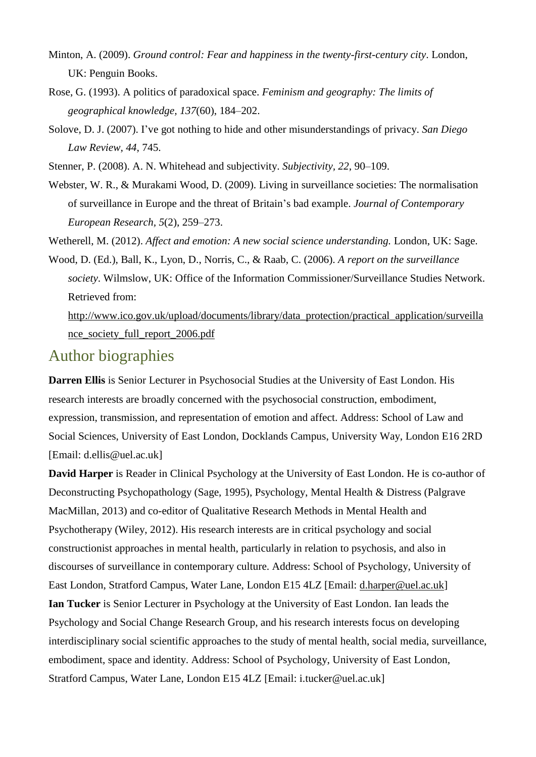Minton, A. (2009). *Ground control: Fear and happiness in the twenty-first-century city*. London, UK: Penguin Books.

Rose, G. (1993). A politics of paradoxical space. *Feminism and geography: The limits of geographical knowledge, 137*(60), 184–202.

Solove, D. J. (2007). I've got nothing to hide and other misunderstandings of privacy. *San Diego Law Review, 44*, 745.

Stenner, P. (2008). A. N. Whitehead and subjectivity. *Subjectivity, 22*, 90–109.

Webster, W. R., & Murakami Wood, D. (2009). Living in surveillance societies: The normalisation of surveillance in Europe and the threat of Britain's bad example. *Journal of Contemporary European Research, 5*(2), 259–273.

Wetherell, M. (2012). *Affect and emotion: A new social science understanding.* London, UK: Sage.

Wood, D. (Ed.), Ball, K., Lyon, D., Norris, C., & Raab, C. (2006). *A report on the surveillance society*. Wilmslow, UK: Office of the Information Commissioner/Surveillance Studies Network. Retrieved from: http://www.ico.gov.uk/upload/documents/library/data_protection/practical_application/surveillance_society_full_report_2006.pdf

## Author biographies

**Darren Ellis** is Senior Lecturer in Psychosocial Studies at the University of East London. His research interests are broadly concerned with the psychosocial construction, embodiment, expression, transmission, and representation of emotion and affect. Address: School of Law and Social Sciences, University of East London, Docklands Campus, University Way, London E16 2RD [Email: d.ellis@uel.ac.uk]

**David Harper** is Reader in Clinical Psychology at the University of East London. He is co-author of Deconstructing Psychopathology (Sage, 1995), Psychology, Mental Health & Distress (Palgrave MacMillan, 2013) and co-editor of Qualitative Research Methods in Mental Health and Psychotherapy (Wiley, 2012). His research interests are in critical psychology and social constructionist approaches in mental health, particularly in relation to psychosis, and also in discourses of surveillance in contemporary culture. Address: School of Psychology, University of East London, Stratford Campus, Water Lane, London E15 4LZ [Email: d.harper@uel.ac.uk]

**Ian Tucker** is Senior Lecturer in Psychology at the University of East London. Ian leads the Psychology and Social Change Research Group, and his research interests focus on developing interdisciplinary social scientific approaches to the study of mental health, social media, surveillance, embodiment, space and identity. Address: School of Psychology, University of East London, Stratford Campus, Water Lane, London E15 4LZ [Email: i.tucker@uel.ac.uk]